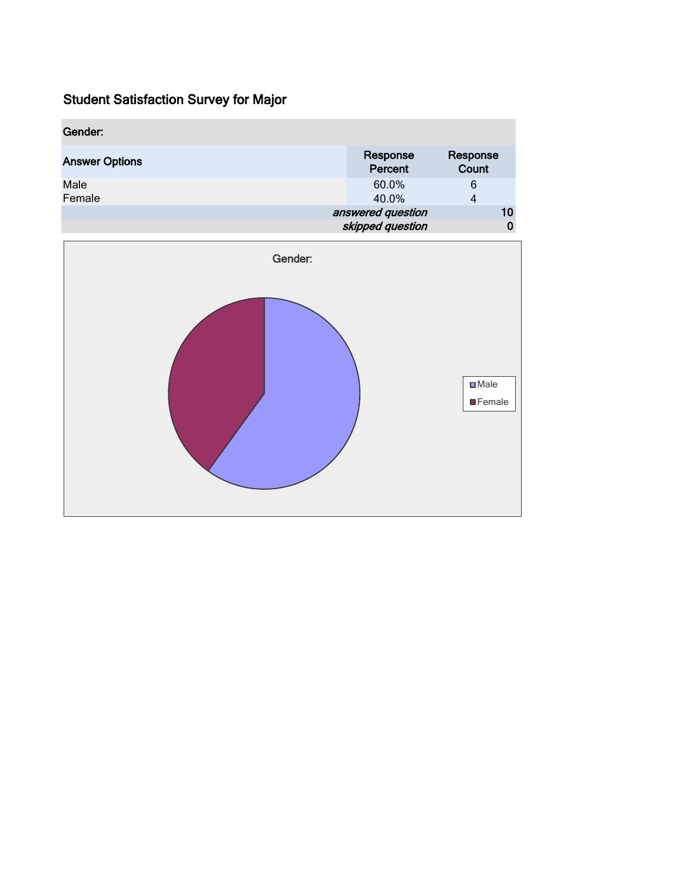# Student Satisfaction Survey for Major

| Gender: | | |
|---|---|---|
| **Answer Options** | **Response Percent** | **Response Count** |
| Male | 60.0% | 6 |
| Female | 40.0% | 4 |
| | *answered question* | 10 |
| | *skipped question* | 0 |

Gender:

Male
Female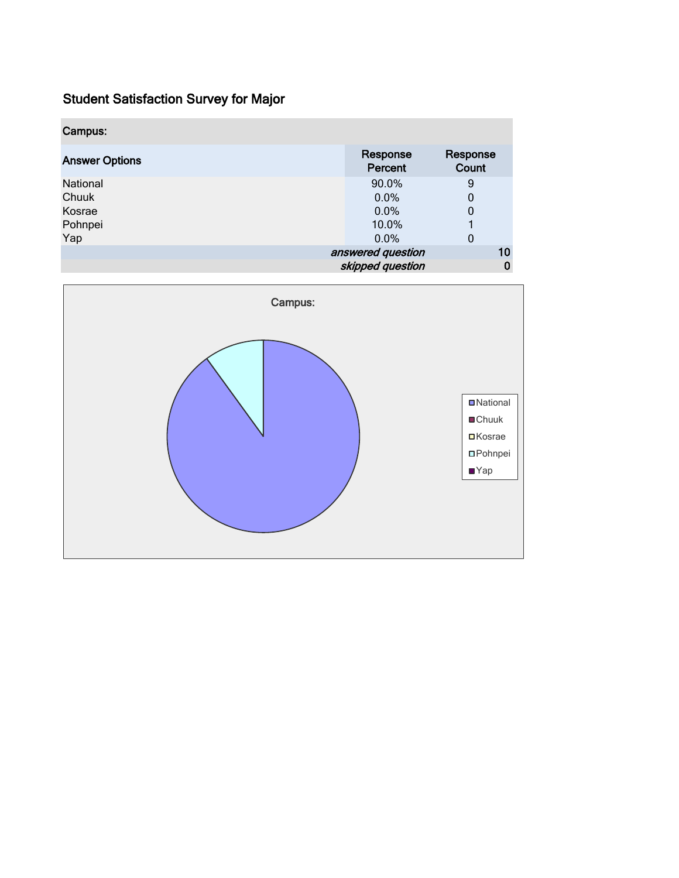## Student Satisfaction Survey for Major

| Campus: | | |
|---|---|---|
| **Answer Options** | **Response Percent** | **Response Count** |
| National | 90.0% | 9 |
| Chuuk | 0.0% | 0 |
| Kosrae | 0.0% | 0 |
| Pohnpei | 10.0% | 1 |
| Yap | 0.0% | 0 |
| | *answered question* | 10 |
| | *skipped question* | 0 |

Campus:

- National
- Chuuk
- Kosrae
- Pohnpei
- Yap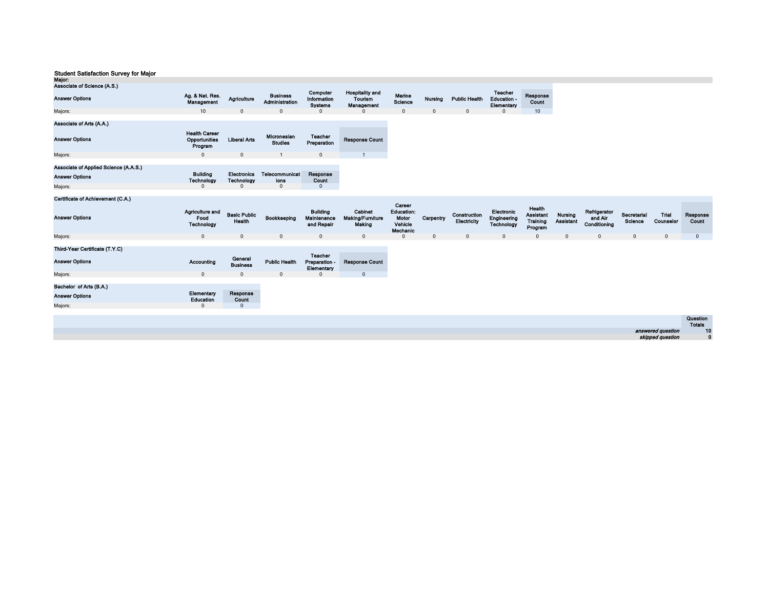## Student Satisfaction Survey for Major

**Major:**

**Associate of Science (A.S.)**

| Answer Options | Ag. & Nat. Res. Management | Agriculture | Business Administration | Computer Information Systems | Hospitality and Tourism Management | Marine Science | Nursing | Public Health | Teacher Education - Elementary | Response Count |
|---|---|---|---|---|---|---|---|---|---|---|
| Majors: | 10 | 0 | 0 | 0 | 0 | 0 | 0 | 0 | 0 | 10 |

**Associate of Arts (A.A.)**

| Answer Options | Health Career Opportunities Program | Liberal Arts | Micronesian Studies | Teacher Preparation | Response Count |
|---|---|---|---|---|---|
| Majors: | 0 | 0 | 1 | 0 | 1 |

**Associate of Applied Science (A.A.S.)**

| Answer Options | Building Technology | Electronics Technology | Telecommunications | Response Count |
|---|---|---|---|---|
| Majors: | 0 | 0 | 0 | 0 |

**Certificate of Achievement (C.A.)**

| Answer Options | Agriculture and Food Technology | Basic Public Health | Bookkeeping | Building Maintenance and Repair | Cabinet Making/Furniture Making | Career Education: Motor Vehicle Mechanic | Carpentry | Construction Electricity | Electronic Engineering Technology | Health Assistant Training Program | Nursing Assistant | Refrigerator and Air Conditioning | Secretarial Science | Trial Counselor | Response Count |
|---|---|---|---|---|---|---|---|---|---|---|---|---|---|---|---|
| Majors: | 0 | 0 | 0 | 0 | 0 | 0 | 0 | 0 | 0 | 0 | 0 | 0 | 0 | 0 | 0 |

**Third-Year Certificate (T.Y.C)**

| Answer Options | Accounting | General Business | Public Health | Teacher Preparation - Elementary | Response Count |
|---|---|---|---|---|---|
| Majors: | 0 | 0 | 0 | 0 | 0 |

**Bachelor of Arts (B.A.)**

| Answer Options | Elementary Education | Response Count |
|---|---|---|
| Majors: | 0 | 0 |

| | Question Totals |
|---|---|
| *answered question* | 10 |
| *skipped question* | 0 |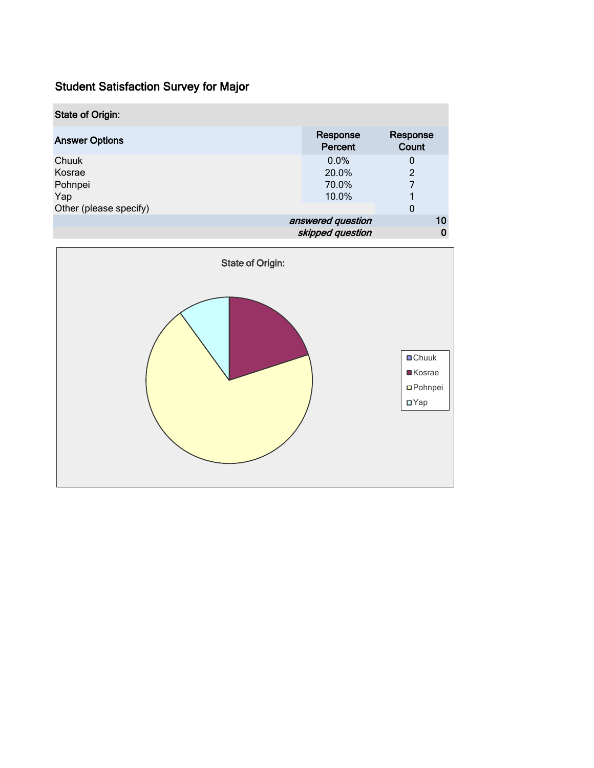## Student Satisfaction Survey for Major

| State of Origin: | | |
|---|---|---|
| **Answer Options** | **Response Percent** | **Response Count** |
| Chuuk | 0.0% | 0 |
| Kosrae | 20.0% | 2 |
| Pohnpei | 70.0% | 7 |
| Yap | 10.0% | 1 |
| Other (please specify) | | 0 |
| | *answered question* | 10 |
| | *skipped question* | 0 |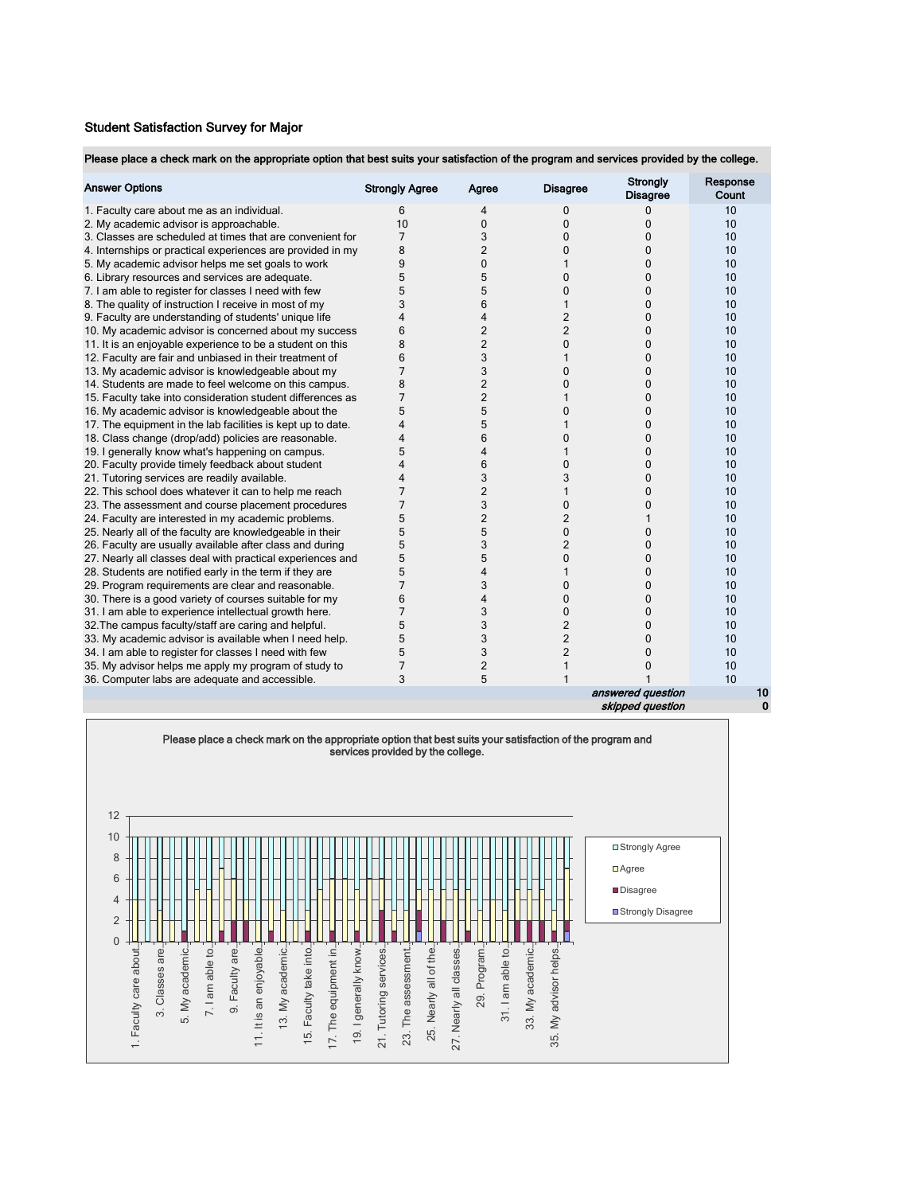## Student Satisfaction Survey for Major

Please place a check mark on the appropriate option that best suits your satisfaction of the program and services provided by the college.

| Answer Options | Strongly Agree | Agree | Disagree | Strongly Disagree | Response Count |
|---|---|---|---|---|---|
| 1. Faculty care about me as an individual. | 6 | 4 | 0 | 0 | 10 |
| 2. My academic advisor is approachable. | 10 | 0 | 0 | 0 | 10 |
| 3. Classes are scheduled at times that are convenient for | 7 | 3 | 0 | 0 | 10 |
| 4. Internships or practical experiences are provided in my | 8 | 2 | 0 | 0 | 10 |
| 5. My academic advisor helps me set goals to work | 9 | 0 | 1 | 0 | 10 |
| 6. Library resources and services are adequate. | 5 | 5 | 0 | 0 | 10 |
| 7. I am able to register for classes I need with few | 5 | 5 | 0 | 0 | 10 |
| 8. The quality of instruction I receive in most of my | 3 | 6 | 1 | 0 | 10 |
| 9. Faculty are understanding of students' unique life | 4 | 4 | 2 | 0 | 10 |
| 10. My academic advisor is concerned about my success | 6 | 2 | 2 | 0 | 10 |
| 11. It is an enjoyable experience to be a student on this | 8 | 2 | 0 | 0 | 10 |
| 12. Faculty are fair and unbiased in their treatment of | 6 | 3 | 1 | 0 | 10 |
| 13. My academic advisor is knowledgeable about my | 7 | 3 | 0 | 0 | 10 |
| 14. Students are made to feel welcome on this campus. | 8 | 2 | 0 | 0 | 10 |
| 15. Faculty take into consideration student differences as | 7 | 2 | 1 | 0 | 10 |
| 16. My academic advisor is knowledgeable about the | 5 | 5 | 0 | 0 | 10 |
| 17. The equipment in the lab facilities is kept up to date. | 4 | 5 | 1 | 0 | 10 |
| 18. Class change (drop/add) policies are reasonable. | 4 | 6 | 0 | 0 | 10 |
| 19. I generally know what's happening on campus. | 5 | 4 | 1 | 0 | 10 |
| 20. Faculty provide timely feedback about student | 4 | 6 | 0 | 0 | 10 |
| 21. Tutoring services are readily available. | 4 | 3 | 3 | 0 | 10 |
| 22. This school does whatever it can to help me reach | 7 | 2 | 1 | 0 | 10 |
| 23. The assessment and course placement procedures | 7 | 3 | 0 | 0 | 10 |
| 24. Faculty are interested in my academic problems. | 5 | 2 | 2 | 1 | 10 |
| 25. Nearly all of the faculty are knowledgeable in their | 5 | 5 | 0 | 0 | 10 |
| 26. Faculty are usually available after class and during | 5 | 3 | 2 | 0 | 10 |
| 27. Nearly all classes deal with practical experiences and | 5 | 5 | 0 | 0 | 10 |
| 28. Students are notified early in the term if they are | 5 | 4 | 1 | 0 | 10 |
| 29. Program requirements are clear and reasonable. | 7 | 3 | 0 | 0 | 10 |
| 30. There is a good variety of courses suitable for my | 6 | 4 | 0 | 0 | 10 |
| 31. I am able to experience intellectual growth here. | 7 | 3 | 0 | 0 | 10 |
| 32.The campus faculty/staff are caring and helpful. | 5 | 3 | 2 | 0 | 10 |
| 33. My academic advisor is available when I need help. | 5 | 3 | 2 | 0 | 10 |
| 34. I am able to register for classes I need with few | 5 | 3 | 2 | 0 | 10 |
| 35. My advisor helps me apply my program of study to | 7 | 2 | 1 | 0 | 10 |
| 36. Computer labs are adequate and accessible. | 3 | 5 | 1 | 1 | 10 |
| | | | | *answered question* | 10 |
| | | | | *skipped question* | 0 |

Please place a check mark on the appropriate option that best suits your satisfaction of the program and services provided by the college.

12
10
8
6
4
2
0

1. Faculty care about...
3. Classes are...
5. My academic...
7. I am able to...
9. Faculty are...
11. It is an enjoyable...
13. My academic...
15. Faculty take into...
17. The equipment in...
19. I generally know...
21. Tutoring services...
23. The assessment...
25. Nearly all of the...
27. Nearly all classes...
29. Program...
31. I am able to...
33. My academic...
35. My advisor helps...

Strongly Agree
Agree
Disagree
Strongly Disagree